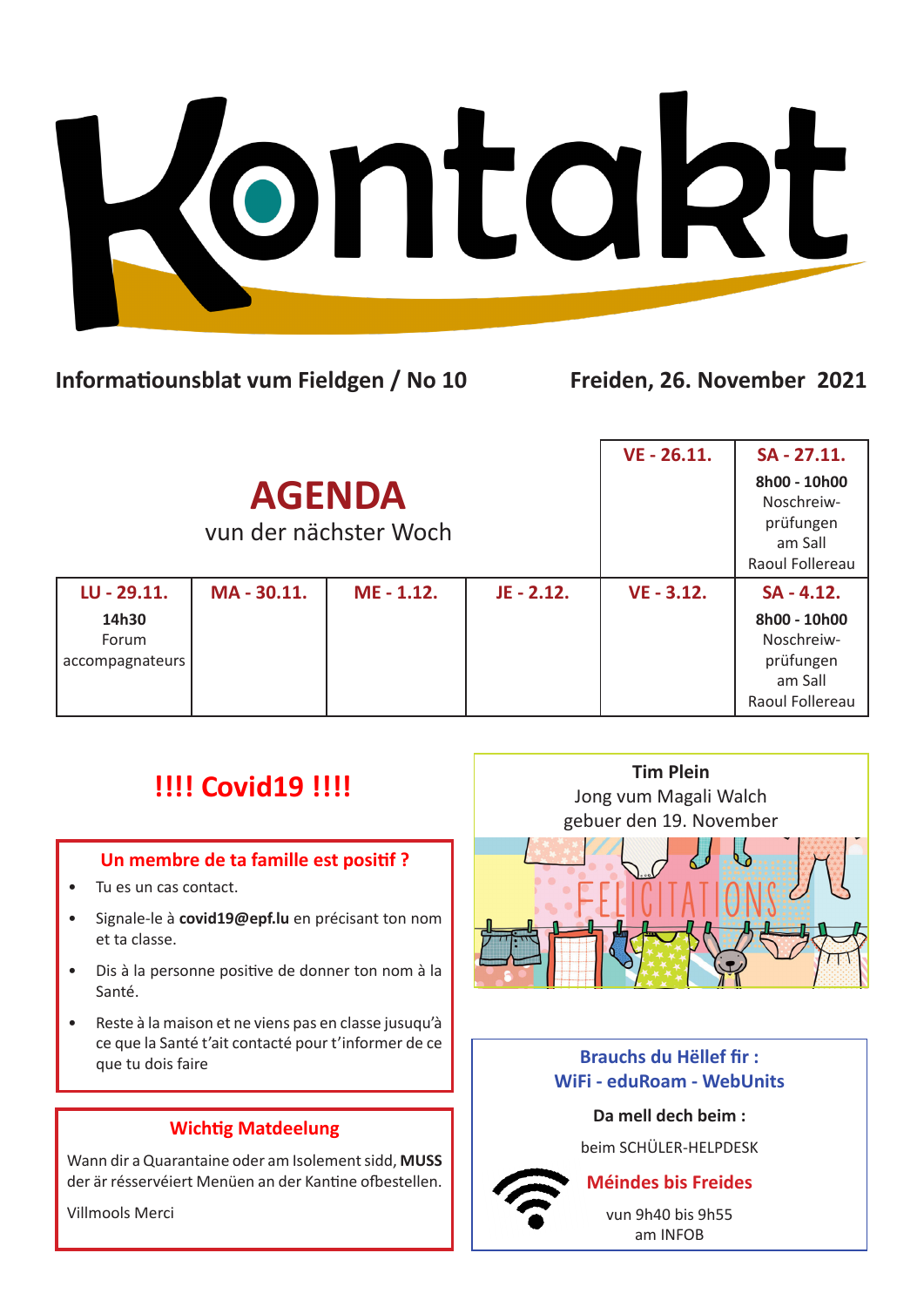# Kontakt

**Informatiounsblat vum Fieldgen / No 10** — **Freiden, 26. November 2021**

## AGENDA

vun der nächster Woch

| LU - 29.11. | MA - 30.11. | ME - 1.12. | JE - 2.12. | VE - 26.11. / VE - 3.12. | SA - 27.11. / SA - 4.12. |
|---|---|---|---|---|---|
| | | | | **VE - 26.11.** | **SA - 27.11.** **8h00 - 10h00** Noschreiw-prüfungen am Sall Raoul Follereau |
| **14h30** Forum accompagnateurs | | | | **VE - 3.12.** | **SA - 4.12.** **8h00 - 10h00** Noschreiw-prüfungen am Sall Raoul Follereau |

## !!!! Covid19 !!!!

### Un membre de ta famille est positif ?

- Tu es un cas contact.
- Signale-le à **covid19@epf.lu** en précisant ton nom et ta classe.
- Dis à la personne positive de donner ton nom à la Santé.
- Reste à la maison et ne viens pas en classe jusqu'à ce que la Santé t'ait contacté pour t'informer de ce que tu dois faire

### Wichtig Matdeelung

Wann dir a Quarantaine oder am Isolement sidd, **MUSS** der är rësservéiert Menüen an der Kantine ofbestellen.

Villmools Merci

**Tim Plein**
Jong vum Magali Walch
gebuer den 19. November

FELICITATIONS

### Brauchs du Hëllef fir :
### WiFi - eduRoam - WebUnits

**Da mell dech beim :**

beim SCHÜLER-HELPDESK

**Méindes bis Freides**

vun 9h40 bis 9h55
am INFOB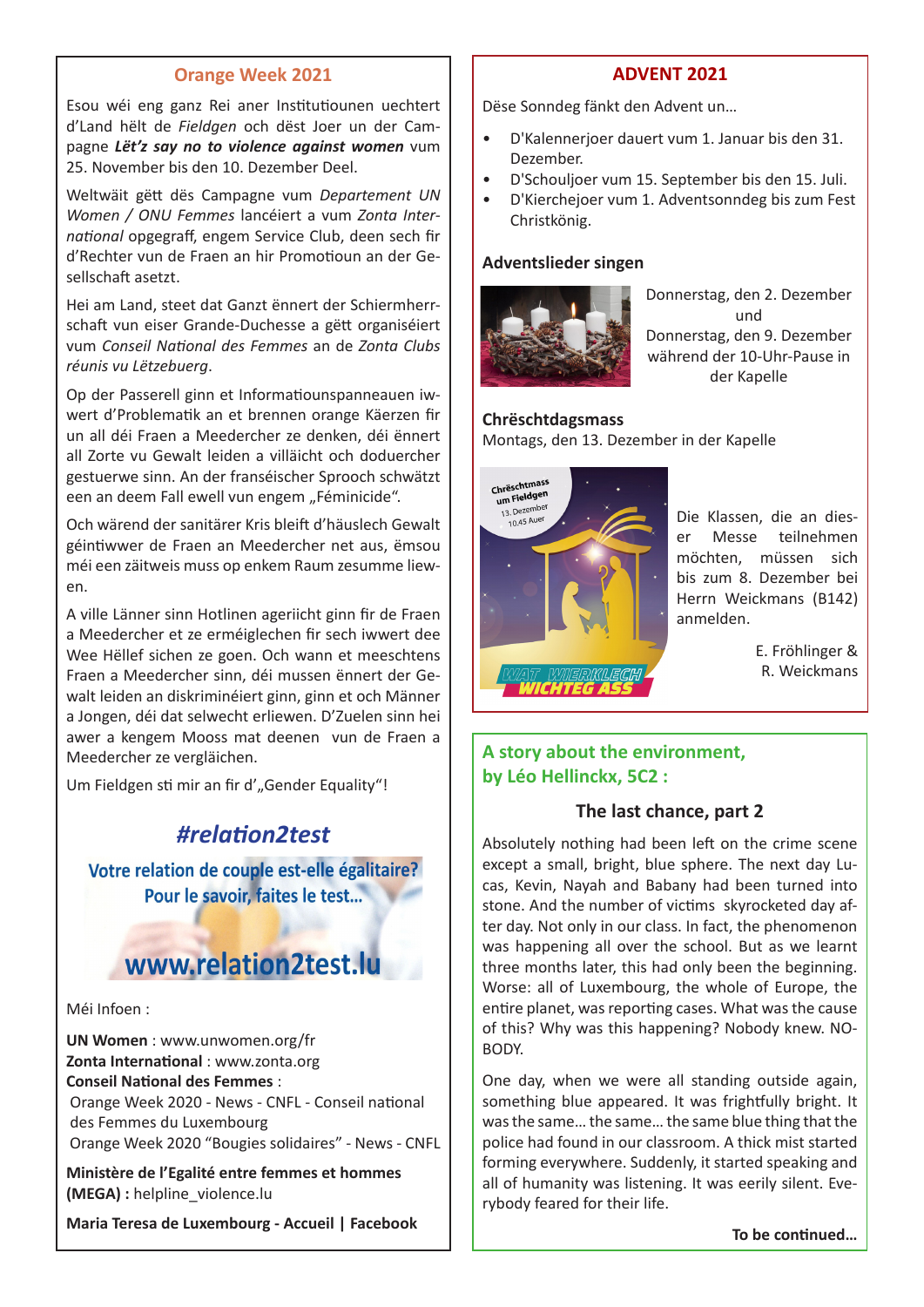## Orange Week 2021

Esou wéi eng ganz Rei aner Institutiounen uechtert d'Land hëlt de *Fieldgen* och dëst Joer un der Campagne ***Lët'z say no to violence against women*** vum 25. November bis den 10. Dezember Deel.

Weltwäit gëtt dës Campagne vum *Departement UN Women / ONU Femmes* lancéiert a vum *Zonta International* opgegraff, engem Service Club, deen sech fir d'Rechter vun de Fraen an hir Promotioun an der Gesellschaft asetzt.

Hei am Land, steet dat Ganzt ënnert der Schiermherrschaft vun eiser Grande-Duchesse a gëtt organiséiert vum *Conseil National des Femmes* an de *Zonta Clubs réunis vu Lëtzebuerg*.

Op der Passerell ginn et Informatiounspanneauen iwwert d'Problematik an et brennen orange Käerzen fir un all déi Fraen a Meedercher ze denken, déi ënnert all Zorte vu Gewalt leiden a villäicht och doduercher gestuerwe sinn. An der franséischer Sprooch schwätzt een an deem Fall ewell vun engem „Féminicide".

Och wärend der sanitärer Kris bleift d'häuslech Gewalt géintiwwer de Fraen an Meedercher net aus, ëmsou méi een zäitweis muss op enkem Raum zesumme liewen.

A ville Länner sinn Hotlinen ageriicht ginn fir de Fraen a Meedercher et ze erméiglechen fir sech iwwert dee Wee Hëllef sichen ze goen. Och wann et meeschtens Fraen a Meedercher sinn, déi mussen ënnert der Gewalt leiden an diskriminéiert ginn, ginn et och Männer a Jongen, déi dat selwecht erliewen. D'Zuelen sinn hei awer a kengem Mooss mat deenen vun de Fraen a Meedercher ze vergläichen.

Um Fieldgen sti mir an fir d'„Gender Equality"!

### #relation2test

Votre relation de couple est-elle égalitaire?
Pour le savoir, faites le test...

www.relation2test.lu

Méi Infoen :

**UN Women** : www.unwomen.org/fr
**Zonta International** : www.zonta.org
**Conseil National des Femmes** :
Orange Week 2020 - News - CNFL - Conseil national des Femmes du Luxembourg
Orange Week 2020 "Bougies solidaires" - News - CNFL

**Ministère de l'Egalité entre femmes et hommes (MEGA) :** helpline_violence.lu

**Maria Teresa de Luxembourg - Accueil | Facebook**

## ADVENT 2021

Dëse Sonndeg fänkt den Advent un...

- D'Kalennerjoer dauert vum 1. Januar bis den 31. Dezember.
- D'Schouljoer vum 15. September bis den 15. Juli.
- D'Kierchejoer vum 1. Adventsonndeg bis zum Fest Christkönig.

### Adventslieder singen

Donnerstag, den 2. Dezember
und
Donnerstag, den 9. Dezember
während der 10-Uhr-Pause in der Kapelle

### Chrëschtdagsmass

Montags, den 13. Dezember in der Kapelle

Chrëschtmass um Fieldgen
13. Dezember
10.45 Auer

WAT WIERKLECH WICHTEG ASS

Die Klassen, die an dieser Messe teilnehmen möchten, müssen sich bis zum 8. Dezember bei Herrn Weickmans (B142) anmelden.

E. Fröhlinger &
R. Weickmans

## A story about the environment, by Léo Hellinckx, 5C2 :

### The last chance, part 2

Absolutely nothing had been left on the crime scene except a small, bright, blue sphere. The next day Lucas, Kevin, Nayah and Babany had been turned into stone. And the number of victims skyrocketed day after day. Not only in our class. In fact, the phenomenon was happening all over the school. But as we learnt three months later, this had only been the beginning. Worse: all of Luxembourg, the whole of Europe, the entire planet, was reporting cases. What was the cause of this? Why was this happening? Nobody knew. NOBODY.

One day, when we were all standing outside again, something blue appeared. It was frightfully bright. It was the same... the same... the same blue thing that the police had found in our classroom. A thick mist started forming everywhere. Suddenly, it started speaking and all of humanity was listening. It was eerily silent. Everybody feared for their life.

**To be continued...**